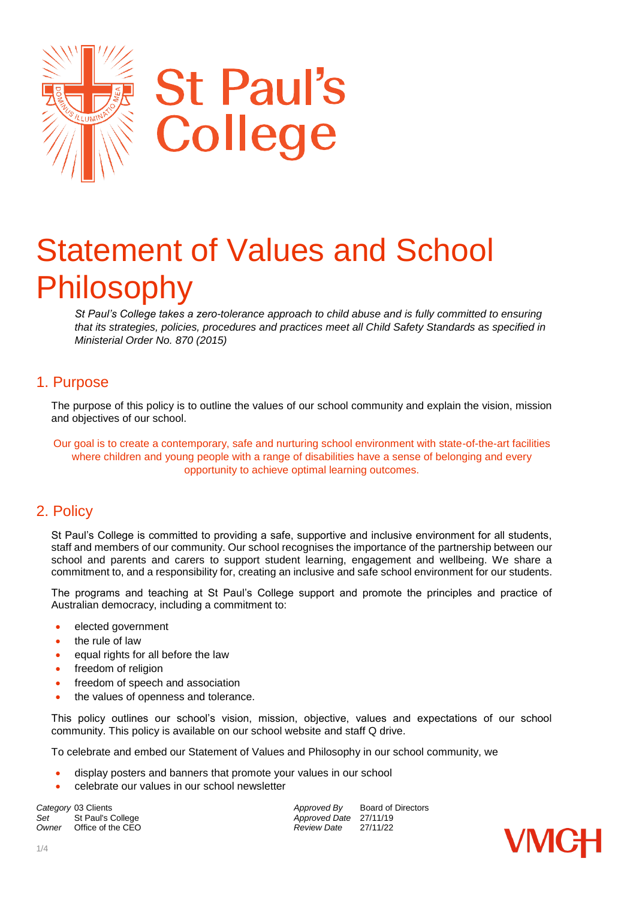St Paul's College

# Statement of Values and School Philosophy

*St Paul's College takes a zero-tolerance approach to child abuse and is fully committed to ensuring that its strategies, policies, procedures and practices meet all Child Safety Standards as specified in Ministerial Order No. 870 (2015)*

## 1. Purpose

The purpose of this policy is to outline the values of our school community and explain the vision, mission and objectives of our school.

Our goal is to create a contemporary, safe and nurturing school environment with state-of-the-art facilities where children and young people with a range of disabilities have a sense of belonging and every opportunity to achieve optimal learning outcomes.

## 2. Policy

St Paul's College is committed to providing a safe, supportive and inclusive environment for all students, staff and members of our community. Our school recognises the importance of the partnership between our school and parents and carers to support student learning, engagement and wellbeing. We share a commitment to, and a responsibility for, creating an inclusive and safe school environment for our students.

The programs and teaching at St Paul's College support and promote the principles and practice of Australian democracy, including a commitment to:

- elected government
- the rule of law
- equal rights for all before the law
- freedom of religion
- freedom of speech and association
- the values of openness and tolerance.

This policy outlines our school's vision, mission, objective, values and expectations of our school community. This policy is available on our school website and staff Q drive.

To celebrate and embed our Statement of Values and Philosophy in our school community, we

- display posters and banners that promote your values in our school
- celebrate our values in our school newsletter

| *Category* | 03 Clients | *Approved By* | Board of Directors |
|---|---|---|---|
| *Set* | St Paul's College | *Approved Date* | 27/11/19 |
| *Owner* | Office of the CEO | *Review Date* | 27/11/22 |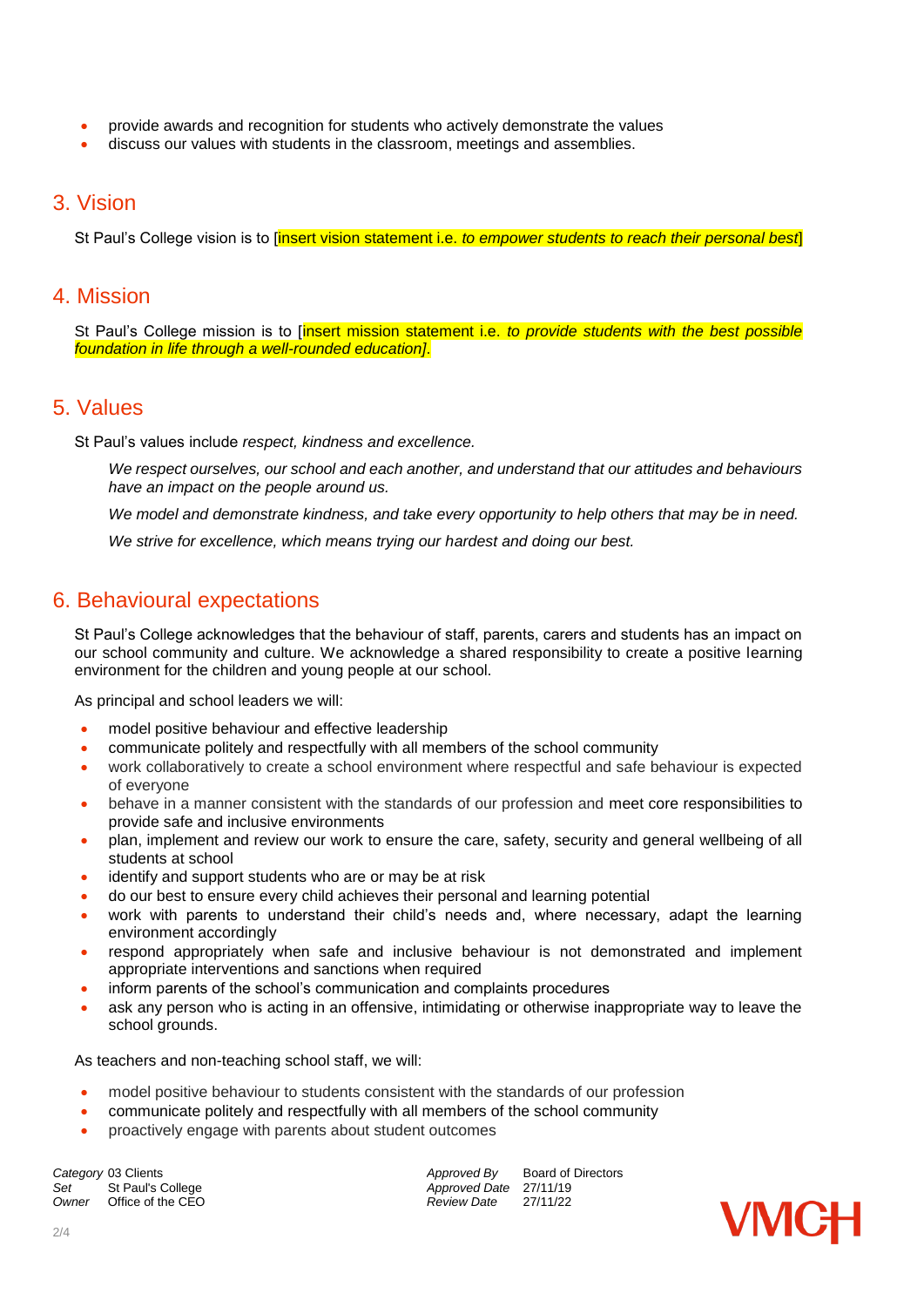- provide awards and recognition for students who actively demonstrate the values
- discuss our values with students in the classroom, meetings and assemblies.

## 3. Vision

St Paul's College vision is to [insert vision statement i.e. *to empower students to reach their personal best*]

## 4. Mission

St Paul's College mission is to [insert mission statement i.e. *to provide students with the best possible foundation in life through a well-rounded education]*.

## 5. Values

St Paul's values include *respect, kindness and excellence.*

*We respect ourselves, our school and each another, and understand that our attitudes and behaviours have an impact on the people around us.*

*We model and demonstrate kindness, and take every opportunity to help others that may be in need.*

*We strive for excellence, which means trying our hardest and doing our best.*

## 6. Behavioural expectations

St Paul's College acknowledges that the behaviour of staff, parents, carers and students has an impact on our school community and culture. We acknowledge a shared responsibility to create a positive learning environment for the children and young people at our school.

As principal and school leaders we will:

- model positive behaviour and effective leadership
- communicate politely and respectfully with all members of the school community
- work collaboratively to create a school environment where respectful and safe behaviour is expected of everyone
- behave in a manner consistent with the standards of our profession and meet core responsibilities to provide safe and inclusive environments
- plan, implement and review our work to ensure the care, safety, security and general wellbeing of all students at school
- identify and support students who are or may be at risk
- do our best to ensure every child achieves their personal and learning potential
- work with parents to understand their child's needs and, where necessary, adapt the learning environment accordingly
- respond appropriately when safe and inclusive behaviour is not demonstrated and implement appropriate interventions and sanctions when required
- inform parents of the school's communication and complaints procedures
- ask any person who is acting in an offensive, intimidating or otherwise inappropriate way to leave the school grounds.

As teachers and non-teaching school staff, we will:

- model positive behaviour to students consistent with the standards of our profession
- communicate politely and respectfully with all members of the school community
- proactively engage with parents about student outcomes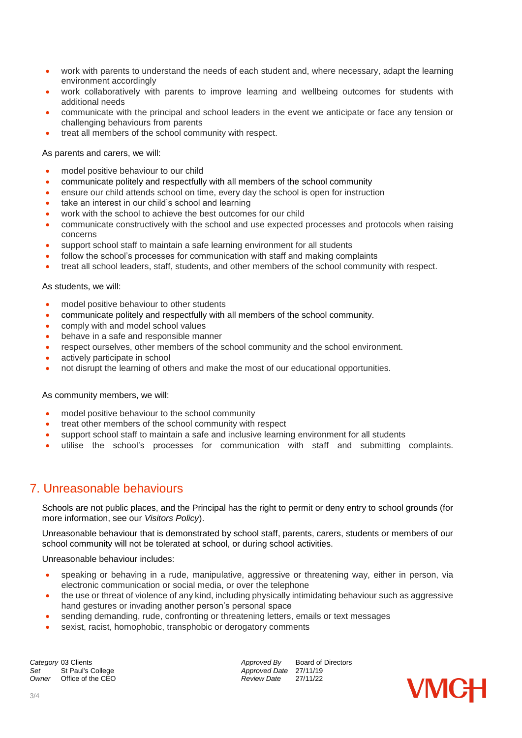- work with parents to understand the needs of each student and, where necessary, adapt the learning environment accordingly
- work collaboratively with parents to improve learning and wellbeing outcomes for students with additional needs
- communicate with the principal and school leaders in the event we anticipate or face any tension or challenging behaviours from parents
- treat all members of the school community with respect.

As parents and carers, we will:

- model positive behaviour to our child
- communicate politely and respectfully with all members of the school community
- ensure our child attends school on time, every day the school is open for instruction
- take an interest in our child's school and learning
- work with the school to achieve the best outcomes for our child
- communicate constructively with the school and use expected processes and protocols when raising concerns
- support school staff to maintain a safe learning environment for all students
- follow the school's processes for communication with staff and making complaints
- treat all school leaders, staff, students, and other members of the school community with respect.

As students, we will:

- model positive behaviour to other students
- communicate politely and respectfully with all members of the school community.
- comply with and model school values
- behave in a safe and responsible manner
- respect ourselves, other members of the school community and the school environment.
- actively participate in school
- not disrupt the learning of others and make the most of our educational opportunities.

As community members, we will:

- model positive behaviour to the school community
- treat other members of the school community with respect
- support school staff to maintain a safe and inclusive learning environment for all students
- utilise the school's processes for communication with staff and submitting complaints.

## 7. Unreasonable behaviours

Schools are not public places, and the Principal has the right to permit or deny entry to school grounds (for more information, see our *Visitors Policy*).

Unreasonable behaviour that is demonstrated by school staff, parents, carers, students or members of our school community will not be tolerated at school, or during school activities.

Unreasonable behaviour includes:

- speaking or behaving in a rude, manipulative, aggressive or threatening way, either in person, via electronic communication or social media, or over the telephone
- the use or threat of violence of any kind, including physically intimidating behaviour such as aggressive hand gestures or invading another person's personal space
- sending demanding, rude, confronting or threatening letters, emails or text messages
- sexist, racist, homophobic, transphobic or derogatory comments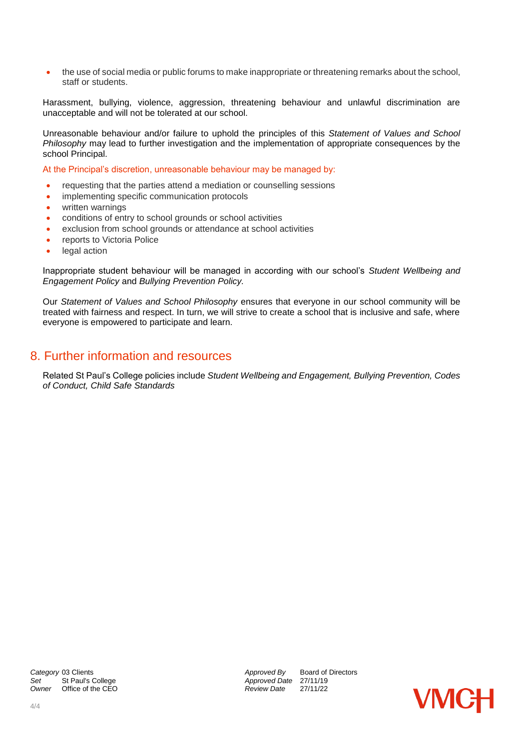- the use of social media or public forums to make inappropriate or threatening remarks about the school, staff or students.

Harassment, bullying, violence, aggression, threatening behaviour and unlawful discrimination are unacceptable and will not be tolerated at our school.

Unreasonable behaviour and/or failure to uphold the principles of this *Statement of Values and School Philosophy* may lead to further investigation and the implementation of appropriate consequences by the school Principal.

At the Principal's discretion, unreasonable behaviour may be managed by:

- requesting that the parties attend a mediation or counselling sessions
- implementing specific communication protocols
- written warnings
- conditions of entry to school grounds or school activities
- exclusion from school grounds or attendance at school activities
- reports to Victoria Police
- legal action

Inappropriate student behaviour will be managed in according with our school's *Student Wellbeing and Engagement Policy* and *Bullying Prevention Policy.*

Our *Statement of Values and School Philosophy* ensures that everyone in our school community will be treated with fairness and respect. In turn, we will strive to create a school that is inclusive and safe, where everyone is empowered to participate and learn.

## 8. Further information and resources

Related St Paul's College policies include *Student Wellbeing and Engagement, Bullying Prevention, Codes of Conduct, Child Safe Standards*

| | | | |
|---|---|---|---|
| *Category* | 03 Clients | *Approved By* | Board of Directors |
| *Set* | St Paul's College | *Approved Date* | 27/11/19 |
| *Owner* | Office of the CEO | *Review Date* | 27/11/22 |